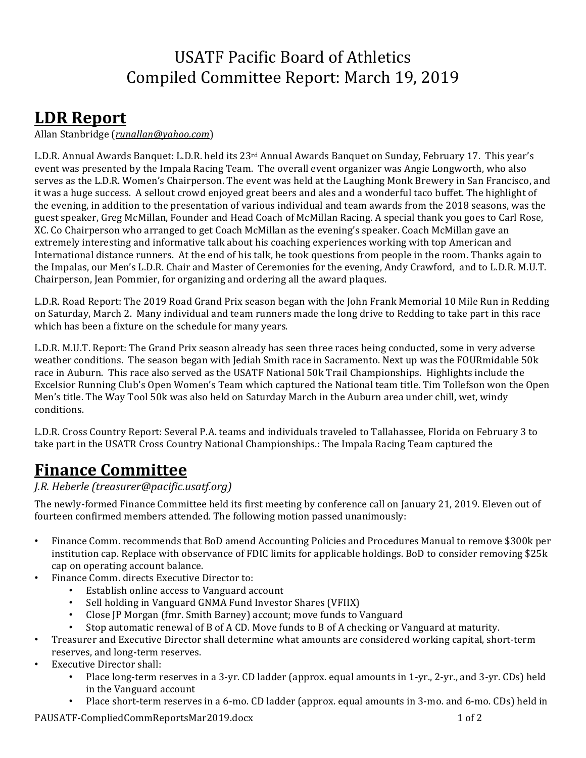# USATF Pacific Board of Athletics
# Compiled Committee Report: March 19, 2019

## LDR Report

Allan Stanbridge (*runallan@yahoo.com*)

L.D.R. Annual Awards Banquet: L.D.R. held its 23rd Annual Awards Banquet on Sunday, February 17. This year's event was presented by the Impala Racing Team. The overall event organizer was Angie Longworth, who also serves as the L.D.R. Women's Chairperson. The event was held at the Laughing Monk Brewery in San Francisco, and it was a huge success. A sellout crowd enjoyed great beers and ales and a wonderful taco buffet. The highlight of the evening, in addition to the presentation of various individual and team awards from the 2018 seasons, was the guest speaker, Greg McMillan, Founder and Head Coach of McMillan Racing. A special thank you goes to Carl Rose, XC. Co Chairperson who arranged to get Coach McMillan as the evening's speaker. Coach McMillan gave an extremely interesting and informative talk about his coaching experiences working with top American and International distance runners. At the end of his talk, he took questions from people in the room. Thanks again to the Impalas, our Men's L.D.R. Chair and Master of Ceremonies for the evening, Andy Crawford, and to L.D.R. M.U.T. Chairperson, Jean Pommier, for organizing and ordering all the award plaques.

L.D.R. Road Report: The 2019 Road Grand Prix season began with the John Frank Memorial 10 Mile Run in Redding on Saturday, March 2. Many individual and team runners made the long drive to Redding to take part in this race which has been a fixture on the schedule for many years.

L.D.R. M.U.T. Report: The Grand Prix season already has seen three races being conducted, some in very adverse weather conditions. The season began with Jediah Smith race in Sacramento. Next up was the FOURmidable 50k race in Auburn. This race also served as the USATF National 50k Trail Championships. Highlights include the Excelsior Running Club's Open Women's Team which captured the National team title. Tim Tollefson won the Open Men's title. The Way Tool 50k was also held on Saturday March in the Auburn area under chill, wet, windy conditions.

L.D.R. Cross Country Report: Several P.A. teams and individuals traveled to Tallahassee, Florida on February 3 to take part in the USATR Cross Country National Championships.: The Impala Racing Team captured the

## Finance Committee

*J.R. Heberle (treasurer@pacific.usatf.org)*

The newly-formed Finance Committee held its first meeting by conference call on January 21, 2019. Eleven out of fourteen confirmed members attended. The following motion passed unanimously:

- Finance Comm. recommends that BoD amend Accounting Policies and Procedures Manual to remove $300k per institution cap. Replace with observance of FDIC limits for applicable holdings. BoD to consider removing $25k cap on operating account balance.
- Finance Comm. directs Executive Director to:
    - Establish online access to Vanguard account
    - Sell holding in Vanguard GNMA Fund Investor Shares (VFIIX)
    - Close JP Morgan (fmr. Smith Barney) account; move funds to Vanguard
    - Stop automatic renewal of B of A CD. Move funds to B of A checking or Vanguard at maturity.
- Treasurer and Executive Director shall determine what amounts are considered working capital, short-term reserves, and long-term reserves.
- Executive Director shall:
    - Place long-term reserves in a 3-yr. CD ladder (approx. equal amounts in 1-yr., 2-yr., and 3-yr. CDs) held in the Vanguard account
    - Place short-term reserves in a 6-mo. CD ladder (approx. equal amounts in 3-mo. and 6-mo. CDs) held in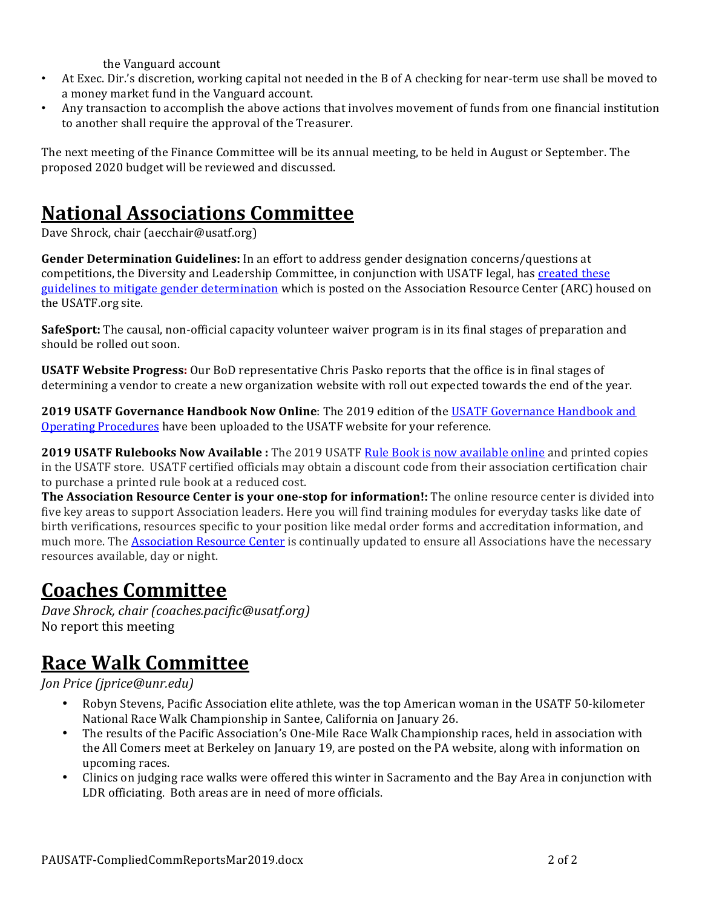the Vanguard account

- At Exec. Dir.'s discretion, working capital not needed in the B of A checking for near-term use shall be moved to a money market fund in the Vanguard account.
- Any transaction to accomplish the above actions that involves movement of funds from one financial institution to another shall require the approval of the Treasurer.

The next meeting of the Finance Committee will be its annual meeting, to be held in August or September. The proposed 2020 budget will be reviewed and discussed.

# National Associations Committee

Dave Shrock, chair (aecchair@usatf.org)

**Gender Determination Guidelines:** In an effort to address gender designation concerns/questions at competitions, the Diversity and Leadership Committee, in conjunction with USATF legal, has created these guidelines to mitigate gender determination which is posted on the Association Resource Center (ARC) housed on the USATF.org site.

**SafeSport:** The causal, non-official capacity volunteer waiver program is in its final stages of preparation and should be rolled out soon.

**USATF Website Progress:** Our BoD representative Chris Pasko reports that the office is in final stages of determining a vendor to create a new organization website with roll out expected towards the end of the year.

**2019 USATF Governance Handbook Now Online**: The 2019 edition of the USATF Governance Handbook and Operating Procedures have been uploaded to the USATF website for your reference.

**2019 USATF Rulebooks Now Available :** The 2019 USATF Rule Book is now available online and printed copies in the USATF store. USATF certified officials may obtain a discount code from their association certification chair to purchase a printed rule book at a reduced cost.

**The Association Resource Center is your one-stop for information!:** The online resource center is divided into five key areas to support Association leaders. Here you will find training modules for everyday tasks like date of birth verifications, resources specific to your position like medal order forms and accreditation information, and much more. The Association Resource Center is continually updated to ensure all Associations have the necessary resources available, day or night.

# Coaches Committee

*Dave Shrock, chair (coaches.pacific@usatf.org)*

No report this meeting

# Race Walk Committee

*Jon Price (jprice@unr.edu)*

- Robyn Stevens, Pacific Association elite athlete, was the top American woman in the USATF 50-kilometer National Race Walk Championship in Santee, California on January 26.
- The results of the Pacific Association's One-Mile Race Walk Championship races, held in association with the All Comers meet at Berkeley on January 19, are posted on the PA website, along with information on upcoming races.
- Clinics on judging race walks were offered this winter in Sacramento and the Bay Area in conjunction with LDR officiating. Both areas are in need of more officials.